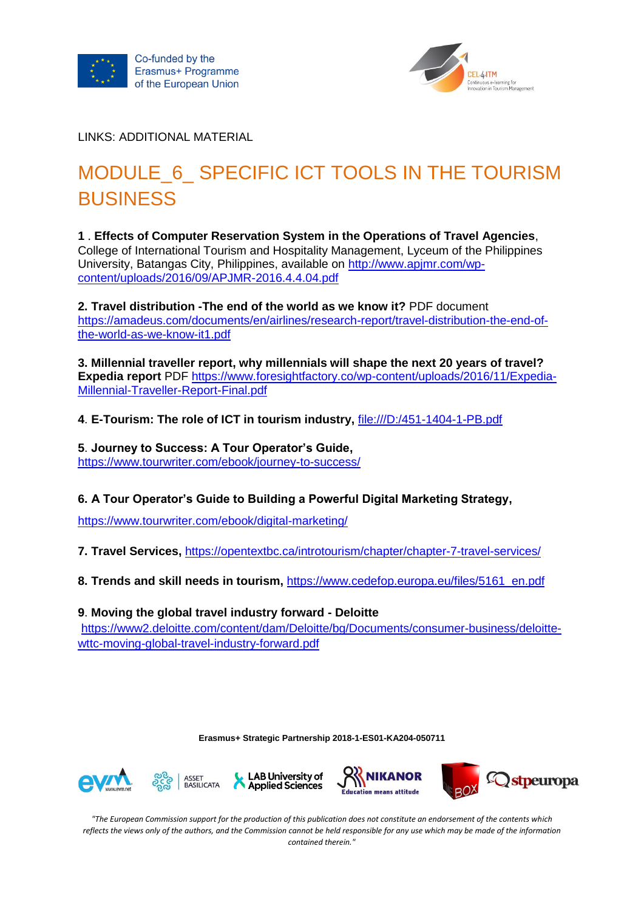Co-funded by the Erasmus+ Programme of the European Union

CEL4ITM Continuous e-learning for Innovation in Tourism Management

LINKS: ADDITIONAL MATERIAL

# MODULE_6_ SPECIFIC ICT TOOLS IN THE TOURISM BUSINESS

**1 . Effects of Computer Reservation System in the Operations of Travel Agencies**, College of International Tourism and Hospitality Management, Lyceum of the Philippines University, Batangas City, Philippines, available on http://www.apjmr.com/wp-content/uploads/2016/09/APJMR-2016.4.4.04.pdf

**2. Travel distribution -The end of the world as we know it?** PDF document https://amadeus.com/documents/en/airlines/research-report/travel-distribution-the-end-of-the-world-as-we-know-it1.pdf

**3. Millennial traveller report, why millennials will shape the next 20 years of travel? Expedia report** PDF https://www.foresightfactory.co/wp-content/uploads/2016/11/Expedia-Millennial-Traveller-Report-Final.pdf

**4. E-Tourism: The role of ICT in tourism industry,** file:///D:/451-1404-1-PB.pdf

**5. Journey to Success: A Tour Operator's Guide,** https://www.tourwriter.com/ebook/journey-to-success/

**6. A Tour Operator's Guide to Building a Powerful Digital Marketing Strategy,**

https://www.tourwriter.com/ebook/digital-marketing/

**7. Travel Services,** https://opentextbc.ca/introtourism/chapter/chapter-7-travel-services/

**8. Trends and skill needs in tourism,** https://www.cedefop.europa.eu/files/5161_en.pdf

**9. Moving the global travel industry forward - Deloitte**
https://www2.deloitte.com/content/dam/Deloitte/bg/Documents/consumer-business/deloitte-wttc-moving-global-travel-industry-forward.pdf

**Erasmus+ Strategic Partnership 2018-1-ES01-KA204-050711**

evm www.evm.net | ASSET BASILICATA | LAB University of Applied Sciences | NIKANOR Education means attitude | BOX | stpeuropa

*"The European Commission support for the production of this publication does not constitute an endorsement of the contents which reflects the views only of the authors, and the Commission cannot be held responsible for any use which may be made of the information contained therein."*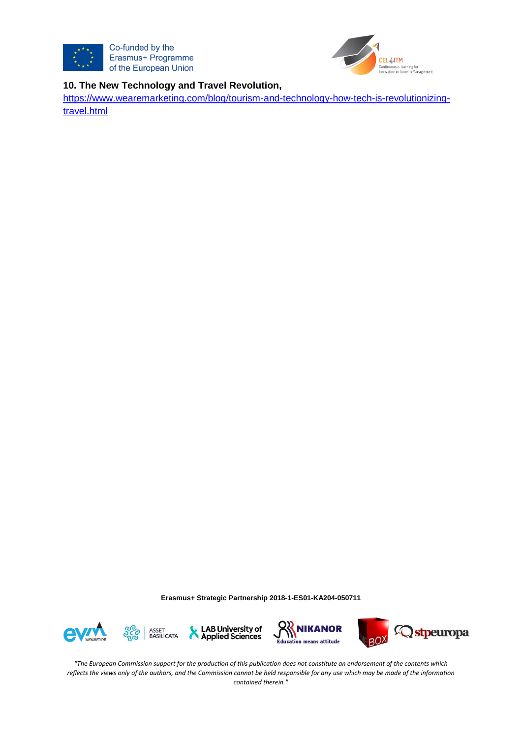**10. The New Technology and Travel Revolution,**
https://www.wearemarketing.com/blog/tourism-and-technology-how-tech-is-revolutionizing-travel.html